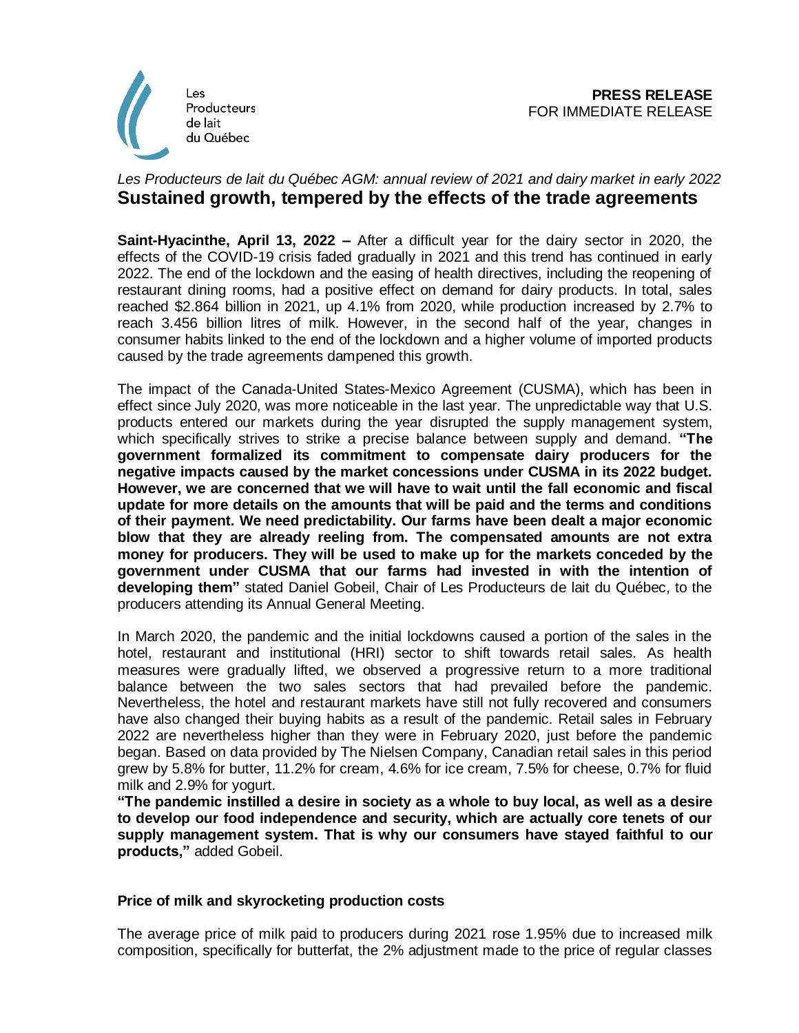Les Producteurs de lait du Québec

**PRESS RELEASE**
FOR IMMEDIATE RELEASE

*Les Producteurs de lait du Québec AGM: annual review of 2021 and dairy market in early 2022*

# Sustained growth, tempered by the effects of the trade agreements

**Saint-Hyacinthe, April 13, 2022 –** After a difficult year for the dairy sector in 2020, the effects of the COVID-19 crisis faded gradually in 2021 and this trend has continued in early 2022. The end of the lockdown and the easing of health directives, including the reopening of restaurant dining rooms, had a positive effect on demand for dairy products. In total, sales reached $2.864 billion in 2021, up 4.1% from 2020, while production increased by 2.7% to reach 3.456 billion litres of milk. However, in the second half of the year, changes in consumer habits linked to the end of the lockdown and a higher volume of imported products caused by the trade agreements dampened this growth.

The impact of the Canada-United States-Mexico Agreement (CUSMA), which has been in effect since July 2020, was more noticeable in the last year. The unpredictable way that U.S. products entered our markets during the year disrupted the supply management system, which specifically strives to strike a precise balance between supply and demand. **"The government formalized its commitment to compensate dairy producers for the negative impacts caused by the market concessions under CUSMA in its 2022 budget. However, we are concerned that we will have to wait until the fall economic and fiscal update for more details on the amounts that will be paid and the terms and conditions of their payment. We need predictability. Our farms have been dealt a major economic blow that they are already reeling from. The compensated amounts are not extra money for producers. They will be used to make up for the markets conceded by the government under CUSMA that our farms had invested in with the intention of developing them"** stated Daniel Gobeil, Chair of Les Producteurs de lait du Québec, to the producers attending its Annual General Meeting.

In March 2020, the pandemic and the initial lockdowns caused a portion of the sales in the hotel, restaurant and institutional (HRI) sector to shift towards retail sales. As health measures were gradually lifted, we observed a progressive return to a more traditional balance between the two sales sectors that had prevailed before the pandemic. Nevertheless, the hotel and restaurant markets have still not fully recovered and consumers have also changed their buying habits as a result of the pandemic. Retail sales in February 2022 are nevertheless higher than they were in February 2020, just before the pandemic began. Based on data provided by The Nielsen Company, Canadian retail sales in this period grew by 5.8% for butter, 11.2% for cream, 4.6% for ice cream, 7.5% for cheese, 0.7% for fluid milk and 2.9% for yogurt.

**"The pandemic instilled a desire in society as a whole to buy local, as well as a desire to develop our food independence and security, which are actually core tenets of our supply management system. That is why our consumers have stayed faithful to our products,"** added Gobeil.

### Price of milk and skyrocketing production costs

The average price of milk paid to producers during 2021 rose 1.95% due to increased milk composition, specifically for butterfat, the 2% adjustment made to the price of regular classes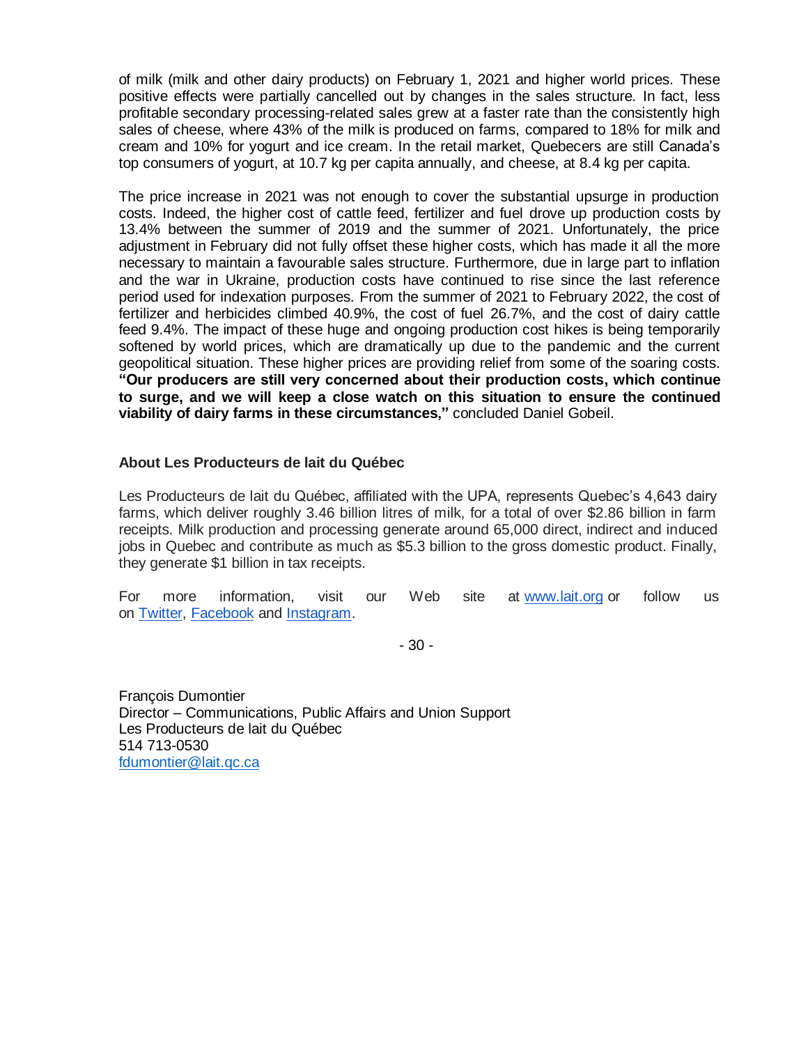of milk (milk and other dairy products) on February 1, 2021 and higher world prices. These positive effects were partially cancelled out by changes in the sales structure. In fact, less profitable secondary processing-related sales grew at a faster rate than the consistently high sales of cheese, where 43% of the milk is produced on farms, compared to 18% for milk and cream and 10% for yogurt and ice cream. In the retail market, Quebecers are still Canada's top consumers of yogurt, at 10.7 kg per capita annually, and cheese, at 8.4 kg per capita.

The price increase in 2021 was not enough to cover the substantial upsurge in production costs. Indeed, the higher cost of cattle feed, fertilizer and fuel drove up production costs by 13.4% between the summer of 2019 and the summer of 2021. Unfortunately, the price adjustment in February did not fully offset these higher costs, which has made it all the more necessary to maintain a favourable sales structure. Furthermore, due in large part to inflation and the war in Ukraine, production costs have continued to rise since the last reference period used for indexation purposes. From the summer of 2021 to February 2022, the cost of fertilizer and herbicides climbed 40.9%, the cost of fuel 26.7%, and the cost of dairy cattle feed 9.4%. The impact of these huge and ongoing production cost hikes is being temporarily softened by world prices, which are dramatically up due to the pandemic and the current geopolitical situation. These higher prices are providing relief from some of the soaring costs. **"Our producers are still very concerned about their production costs, which continue to surge, and we will keep a close watch on this situation to ensure the continued viability of dairy farms in these circumstances,"** concluded Daniel Gobeil.

**About Les Producteurs de lait du Québec**

Les Producteurs de lait du Québec, affiliated with the UPA, represents Quebec's 4,643 dairy farms, which deliver roughly 3.46 billion litres of milk, for a total of over $2.86 billion in farm receipts. Milk production and processing generate around 65,000 direct, indirect and induced jobs in Quebec and contribute as much as $5.3 billion to the gross domestic product. Finally, they generate $1 billion in tax receipts.

For more information, visit our Web site at [www.lait.org](www.lait.org) or follow us on [Twitter](), [Facebook]() and [Instagram]().

- 30 -

François Dumontier
Director – Communications, Public Affairs and Union Support
Les Producteurs de lait du Québec
514 713-0530
[fdumontier@lait.qc.ca](mailto:fdumontier@lait.qc.ca)